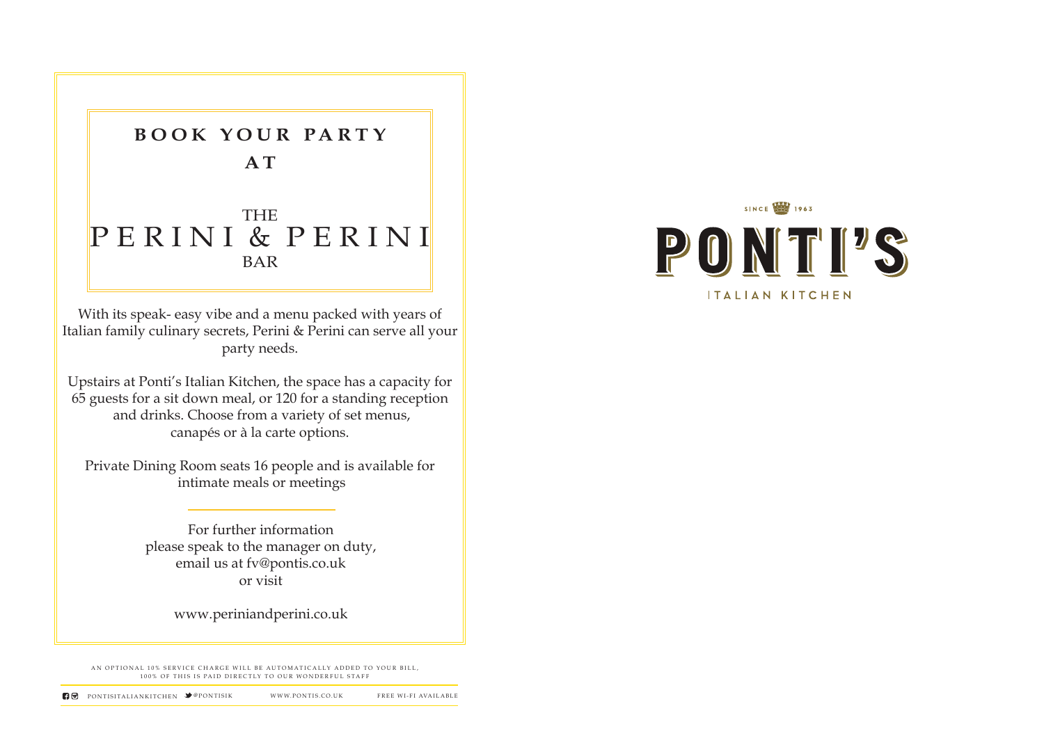# BOOK YOUR PARTY AT

## THE PERINI & PERINI BAR

With its speak- easy vibe and a menu packed with years of Italian family culinary secrets, Perini & Perini can serve all your party needs.

Upstairs at Ponti's Italian Kitchen, the space has a capacity for 65 guests for a sit down meal, or 120 for a standing reception and drinks. Choose from a variety of set menus, canapés or à la carte options.

Private Dining Room seats 16 people and is available for intimate meals or meetings

---

For further information
please speak to the manager on duty,
email us at fv@pontis.co.uk
or visit

www.periniandperini.co.uk

AN OPTIONAL 10% SERVICE CHARGE WILL BE AUTOMATICALLY ADDED TO YOUR BILL, 100% OF THIS IS PAID DIRECTLY TO OUR WONDERFUL STAFF

PONTISITALIANKITCHEN @PONTISIK WWW.PONTIS.CO.UK FREE WI-FI AVAILABLE

SINCE 1963

# PONTI'S

ITALIAN KITCHEN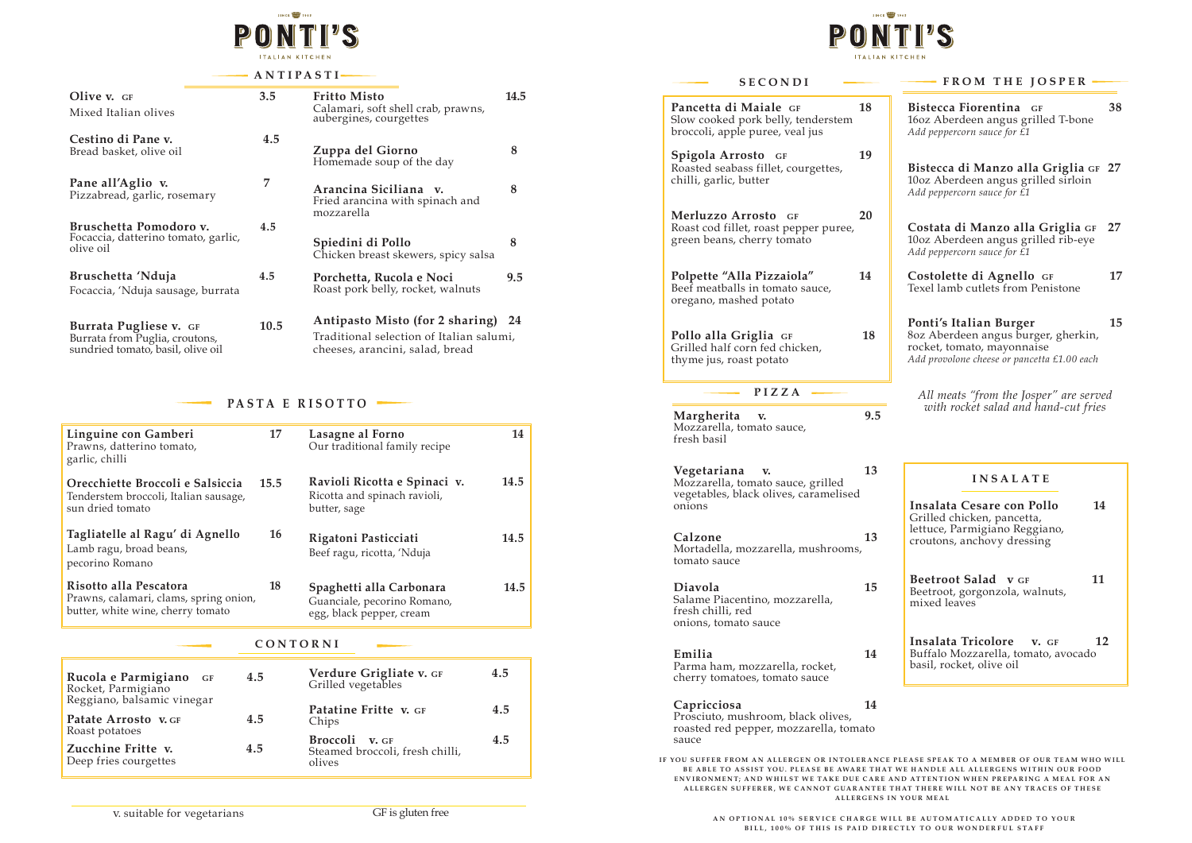# PONTI'S

ITALIAN KITCHEN

## ANTIPASTI

**Olive v. GF** 3.5
Mixed Italian olives

**Cestino di Pane v.** 4.5
Bread basket, olive oil

**Pane all'Aglio v.** 7
Pizzabread, garlic, rosemary

**Bruschetta Pomodoro v.** 4.5
Focaccia, datterino tomato, garlic, olive oil

**Bruschetta 'Nduja** 4.5
Focaccia, 'Nduja sausage, burrata

**Burrata Pugliese v. GF** 10.5
Burrata from Puglia, croutons, sundried tomato, basil, olive oil

**Fritto Misto** 14.5
Calamari, soft shell crab, prawns, aubergines, courgettes

**Zuppa del Giorno** 8
Homemade soup of the day

**Arancina Siciliana v.** 8
Fried arancina with spinach and mozzarella

**Spiedini di Pollo** 8
Chicken breast skewers, spicy salsa

**Porchetta, Rucola e Noci** 9.5
Roast pork belly, rocket, walnuts

**Antipasto Misto (for 2 sharing)** 24
Traditional selection of Italian salumi, cheeses, arancini, salad, bread

## PASTA E RISOTTO

**Linguine con Gamberi** 17
Prawns, datterino tomato, garlic, chilli

**Orecchiette Broccoli e Salsiccia** 15.5
Tenderstem broccoli, Italian sausage, sun dried tomato

**Tagliatelle al Ragu' di Agnello** 16
Lamb ragu, broad beans, pecorino Romano

**Risotto alla Pescatora** 18
Prawns, calamari, clams, spring onion, butter, white wine, cherry tomato

**Lasagne al Forno** 14
Our traditional family recipe

**Ravioli Ricotta e Spinaci v.** 14.5
Ricotta and spinach ravioli, butter, sage

**Rigatoni Pasticciati** 14.5
Beef ragu, ricotta, 'Nduja

**Spaghetti alla Carbonara** 14.5
Guanciale, pecorino Romano, egg, black pepper, cream

## CONTORNI

**Rucola e Parmigiano GF** 4.5
Rocket, Parmigiano Reggiano, balsamic vinegar

**Patate Arrosto v. GF** 4.5
Roast potatoes

**Zucchine Fritte v.** 4.5
Deep fries courgettes

**Verdure Grigliate v. GF** 4.5
Grilled vegetables

**Patatine Fritte v. GF** 4.5
Chips

**Broccoli v. GF** 4.5
Steamed broccoli, fresh chilli, olives

v. suitable for vegetarians

GF is gluten free

# PONTI'S

ITALIAN KITCHEN

## SECONDI

**Pancetta di Maiale GF** 18
Slow cooked pork belly, tenderstem broccoli, apple puree, veal jus

**Spigola Arrosto GF** 19
Roasted seabass fillet, courgettes, chilli, garlic, butter

**Merluzzo Arrosto GF** 20
Roast cod fillet, roast pepper puree, green beans, cherry tomato

**Polpette "Alla Pizzaiola"** 14
Beef meatballs in tomato sauce, oregano, mashed potato

**Pollo alla Griglia GF** 18
Grilled half corn fed chicken, thyme jus, roast potato

## PIZZA

**Margherita v.** 9.5
Mozzarella, tomato sauce, fresh basil

**Vegetariana v.** 13
Mozzarella, tomato sauce, grilled vegetables, black olives, caramelised onions

**Calzone** 13
Mortadella, mozzarella, mushrooms, tomato sauce

**Diavola** 15
Salame Piacentino, mozzarella, fresh chilli, red onions, tomato sauce

**Emilia** 14
Parma ham, mozzarella, rocket, cherry tomatoes, tomato sauce

**Capricciosa** 14
Prosciuto, mushroom, black olives, roasted red pepper, mozzarella, tomato sauce

## FROM THE JOSPER

**Bistecca Fiorentina GF** 38
16oz Aberdeen angus grilled T-bone
*Add peppercorn sauce for £1*

**Bistecca di Manzo alla Griglia GF** 27
10oz Aberdeen angus grilled sirloin
*Add peppercorn sauce for £1*

**Costata di Manzo alla Griglia GF** 27
10oz Aberdeen angus grilled rib-eye
*Add peppercorn sauce for £1*

**Costolette di Agnello GF** 17
Texel lamb cutlets from Penistone

**Ponti's Italian Burger** 15
8oz Aberdeen angus burger, gherkin, rocket, tomato, mayonnaise
*Add provolone cheese or pancetta £1.00 each*

*All meats "from the Josper" are served with rocket salad and hand-cut fries*

## INSALATE

**Insalata Cesare con Pollo** 14
Grilled chicken, pancetta, lettuce, Parmigiano Reggiano, croutons, anchovy dressing

**Beetroot Salad v GF** 11
Beetroot, gorgonzola, walnuts, mixed leaves

**Insalata Tricolore v. GF** 12
Buffalo Mozzarella, tomato, avocado basil, rocket, olive oil

IF YOU SUFFER FROM AN ALLERGEN OR INTOLERANCE PLEASE SPEAK TO A MEMBER OF OUR TEAM WHO WILL BE ABLE TO ASSIST YOU. PLEASE BE AWARE THAT WE HANDLE ALL ALLERGENS WITHIN OUR FOOD ENVIRONMENT; AND WHILST WE TAKE DUE CARE AND ATTENTION WHEN PREPARING A MEAL FOR AN ALLERGEN SUFFERER, WE CANNOT GUARANTEE THAT THERE WILL NOT BE ANY TRACES OF THESE ALLERGENS IN YOUR MEAL

AN OPTIONAL 10% SERVICE CHARGE WILL BE AUTOMATICALLY ADDED TO YOUR BILL, 100% OF THIS IS PAID DIRECTLY TO OUR WONDERFUL STAFF